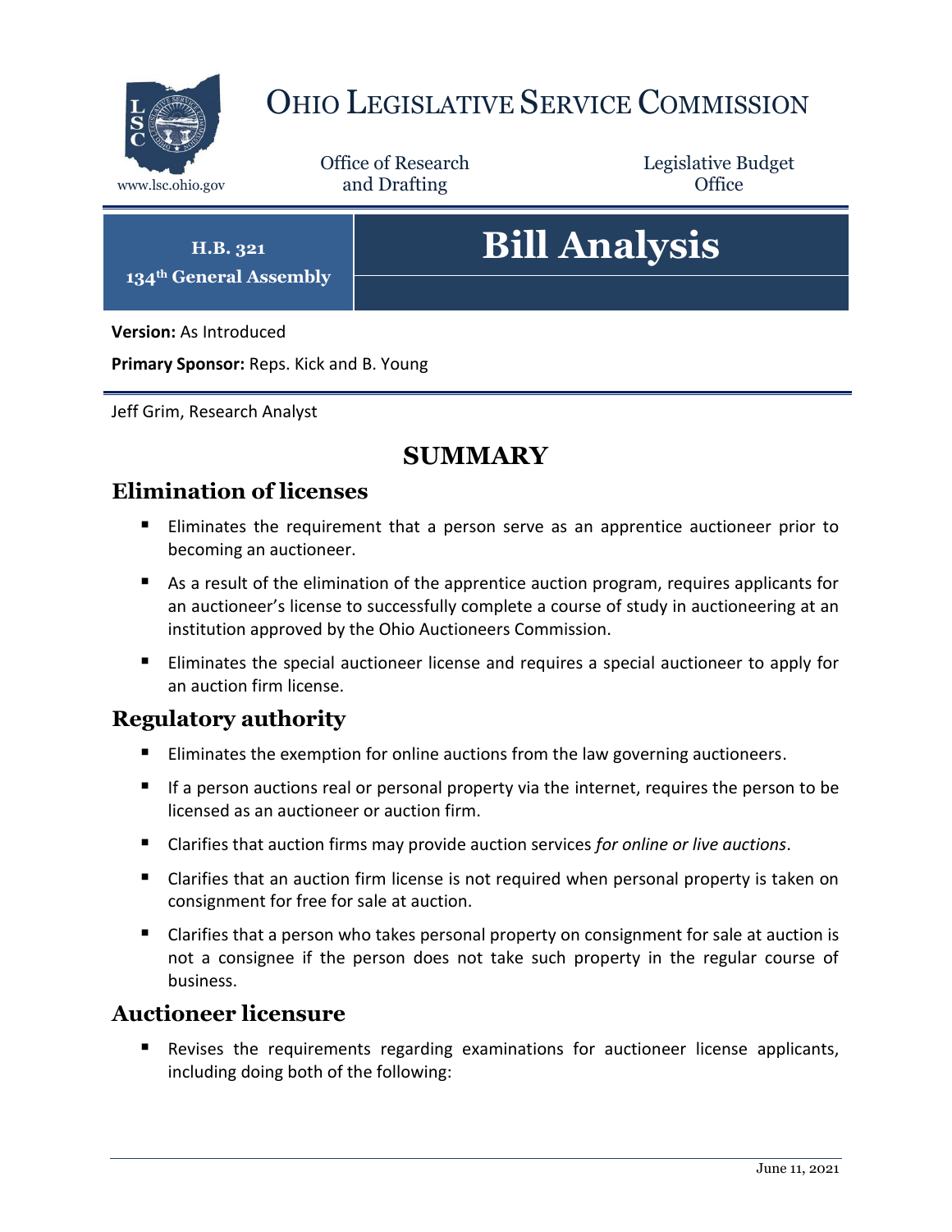# Ohio Legislative Service Commission

www.lsc.ohio.gov

Office of Research and Drafting

Legislative Budget Office

**H.B. 321**
**134th General Assembly**

# Bill Analysis

**Version:** As Introduced

**Primary Sponsor:** Reps. Kick and B. Young

Jeff Grim, Research Analyst

## SUMMARY

### Elimination of licenses

- Eliminates the requirement that a person serve as an apprentice auctioneer prior to becoming an auctioneer.
- As a result of the elimination of the apprentice auction program, requires applicants for an auctioneer's license to successfully complete a course of study in auctioneering at an institution approved by the Ohio Auctioneers Commission.
- Eliminates the special auctioneer license and requires a special auctioneer to apply for an auction firm license.

### Regulatory authority

- Eliminates the exemption for online auctions from the law governing auctioneers.
- If a person auctions real or personal property via the internet, requires the person to be licensed as an auctioneer or auction firm.
- Clarifies that auction firms may provide auction services *for online or live auctions*.
- Clarifies that an auction firm license is not required when personal property is taken on consignment for free for sale at auction.
- Clarifies that a person who takes personal property on consignment for sale at auction is not a consignee if the person does not take such property in the regular course of business.

### Auctioneer licensure

- Revises the requirements regarding examinations for auctioneer license applicants, including doing both of the following:

June 11, 2021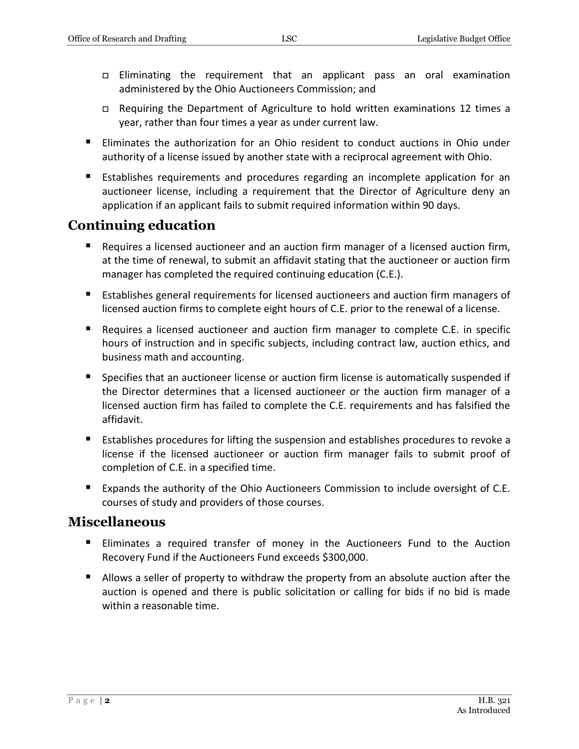- Eliminating the requirement that an applicant pass an oral examination administered by the Ohio Auctioneers Commission; and
  - Requiring the Department of Agriculture to hold written examinations 12 times a year, rather than four times a year as under current law.
- Eliminates the authorization for an Ohio resident to conduct auctions in Ohio under authority of a license issued by another state with a reciprocal agreement with Ohio.
- Establishes requirements and procedures regarding an incomplete application for an auctioneer license, including a requirement that the Director of Agriculture deny an application if an applicant fails to submit required information within 90 days.

## Continuing education

- Requires a licensed auctioneer and an auction firm manager of a licensed auction firm, at the time of renewal, to submit an affidavit stating that the auctioneer or auction firm manager has completed the required continuing education (C.E.).
- Establishes general requirements for licensed auctioneers and auction firm managers of licensed auction firms to complete eight hours of C.E. prior to the renewal of a license.
- Requires a licensed auctioneer and auction firm manager to complete C.E. in specific hours of instruction and in specific subjects, including contract law, auction ethics, and business math and accounting.
- Specifies that an auctioneer license or auction firm license is automatically suspended if the Director determines that a licensed auctioneer or the auction firm manager of a licensed auction firm has failed to complete the C.E. requirements and has falsified the affidavit.
- Establishes procedures for lifting the suspension and establishes procedures to revoke a license if the licensed auctioneer or auction firm manager fails to submit proof of completion of C.E. in a specified time.
- Expands the authority of the Ohio Auctioneers Commission to include oversight of C.E. courses of study and providers of those courses.

## Miscellaneous

- Eliminates a required transfer of money in the Auctioneers Fund to the Auction Recovery Fund if the Auctioneers Fund exceeds $300,000.
- Allows a seller of property to withdraw the property from an absolute auction after the auction is opened and there is public solicitation or calling for bids if no bid is made within a reasonable time.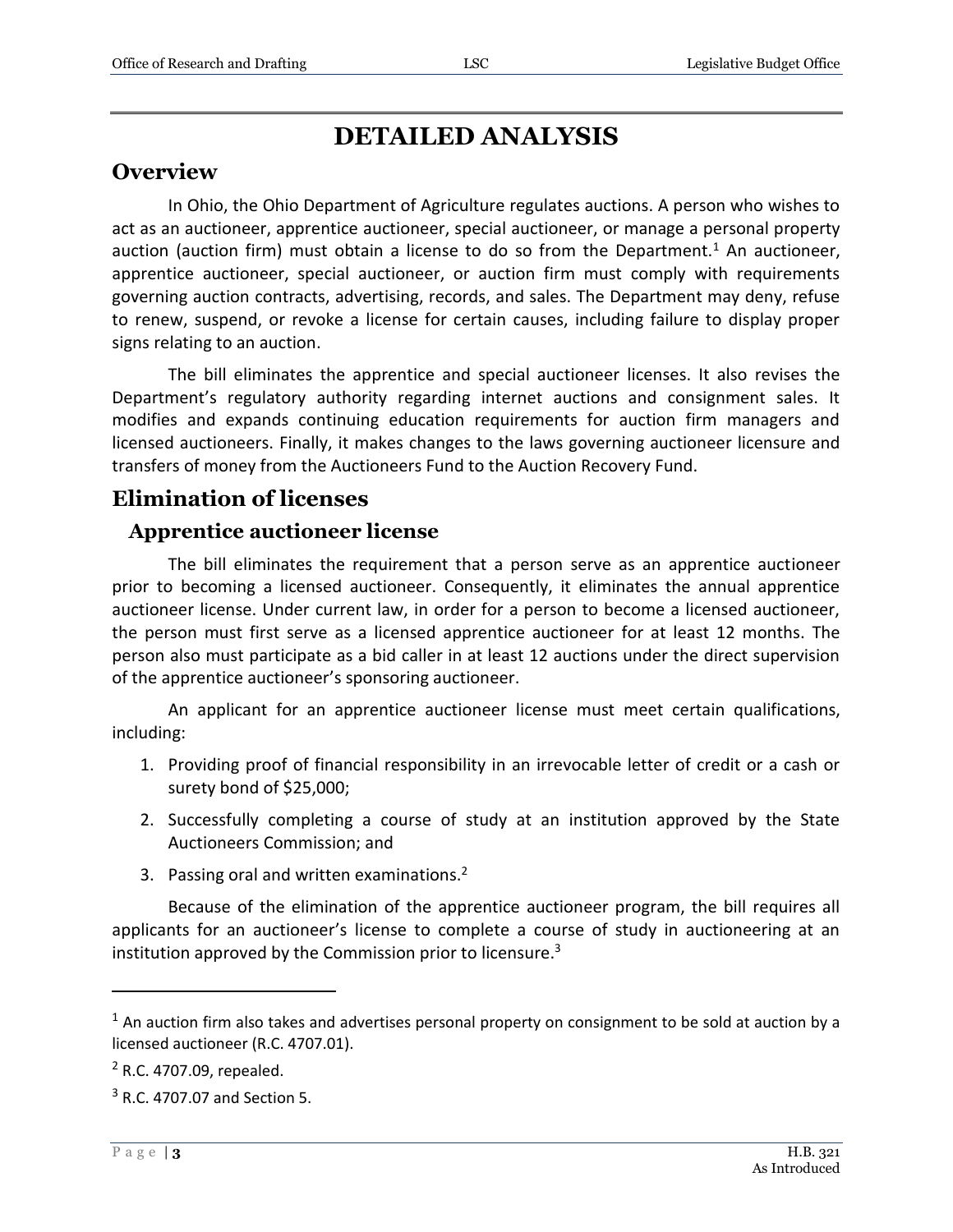# DETAILED ANALYSIS

## Overview

In Ohio, the Ohio Department of Agriculture regulates auctions. A person who wishes to act as an auctioneer, apprentice auctioneer, special auctioneer, or manage a personal property auction (auction firm) must obtain a license to do so from the Department.[1] An auctioneer, apprentice auctioneer, special auctioneer, or auction firm must comply with requirements governing auction contracts, advertising, records, and sales. The Department may deny, refuse to renew, suspend, or revoke a license for certain causes, including failure to display proper signs relating to an auction.

The bill eliminates the apprentice and special auctioneer licenses. It also revises the Department's regulatory authority regarding internet auctions and consignment sales. It modifies and expands continuing education requirements for auction firm managers and licensed auctioneers. Finally, it makes changes to the laws governing auctioneer licensure and transfers of money from the Auctioneers Fund to the Auction Recovery Fund.

## Elimination of licenses

### Apprentice auctioneer license

The bill eliminates the requirement that a person serve as an apprentice auctioneer prior to becoming a licensed auctioneer. Consequently, it eliminates the annual apprentice auctioneer license. Under current law, in order for a person to become a licensed auctioneer, the person must first serve as a licensed apprentice auctioneer for at least 12 months. The person also must participate as a bid caller in at least 12 auctions under the direct supervision of the apprentice auctioneer's sponsoring auctioneer.

An applicant for an apprentice auctioneer license must meet certain qualifications, including:

1. Providing proof of financial responsibility in an irrevocable letter of credit or a cash or surety bond of $25,000;
2. Successfully completing a course of study at an institution approved by the State Auctioneers Commission; and
3. Passing oral and written examinations.[2]

Because of the elimination of the apprentice auctioneer program, the bill requires all applicants for an auctioneer's license to complete a course of study in auctioneering at an institution approved by the Commission prior to licensure.[3]

---

[1] An auction firm also takes and advertises personal property on consignment to be sold at auction by a licensed auctioneer (R.C. 4707.01).

[2] R.C. 4707.09, repealed.

[3] R.C. 4707.07 and Section 5.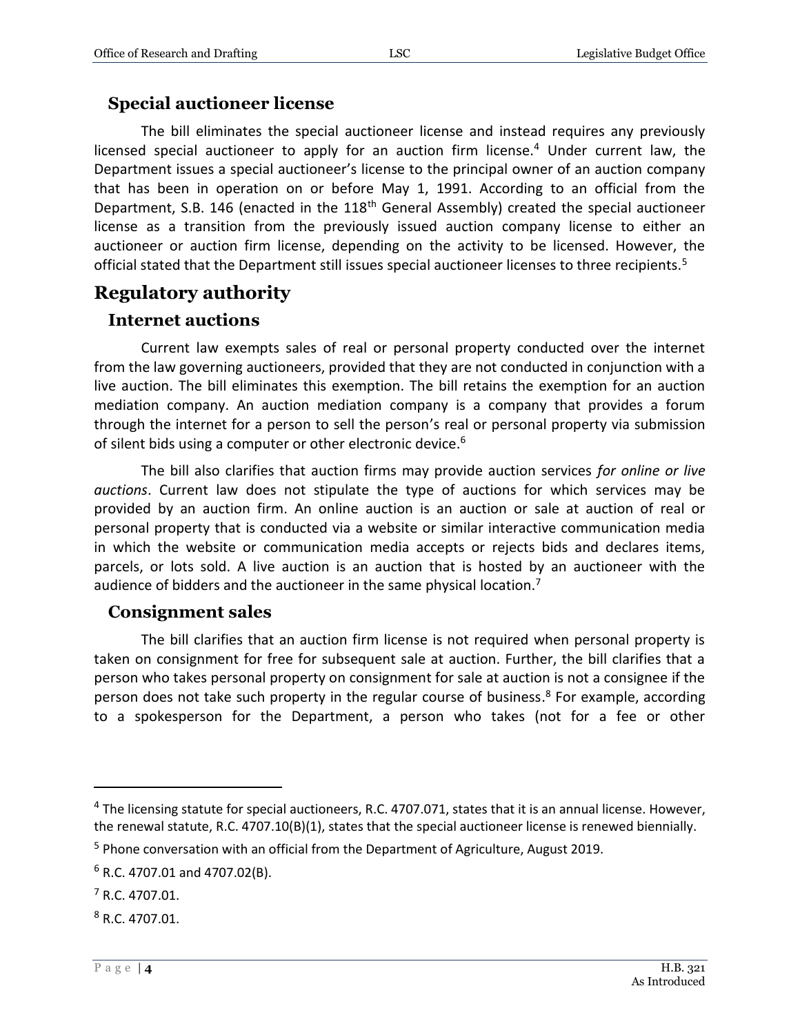### Special auctioneer license

The bill eliminates the special auctioneer license and instead requires any previously licensed special auctioneer to apply for an auction firm license.[4] Under current law, the Department issues a special auctioneer's license to the principal owner of an auction company that has been in operation on or before May 1, 1991. According to an official from the Department, S.B. 146 (enacted in the 118th General Assembly) created the special auctioneer license as a transition from the previously issued auction company license to either an auctioneer or auction firm license, depending on the activity to be licensed. However, the official stated that the Department still issues special auctioneer licenses to three recipients.[5]

## Regulatory authority

### Internet auctions

Current law exempts sales of real or personal property conducted over the internet from the law governing auctioneers, provided that they are not conducted in conjunction with a live auction. The bill eliminates this exemption. The bill retains the exemption for an auction mediation company. An auction mediation company is a company that provides a forum through the internet for a person to sell the person's real or personal property via submission of silent bids using a computer or other electronic device.[6]

The bill also clarifies that auction firms may provide auction services *for online or live auctions*. Current law does not stipulate the type of auctions for which services may be provided by an auction firm. An online auction is an auction or sale at auction of real or personal property that is conducted via a website or similar interactive communication media in which the website or communication media accepts or rejects bids and declares items, parcels, or lots sold. A live auction is an auction that is hosted by an auctioneer with the audience of bidders and the auctioneer in the same physical location.[7]

### Consignment sales

The bill clarifies that an auction firm license is not required when personal property is taken on consignment for free for subsequent sale at auction. Further, the bill clarifies that a person who takes personal property on consignment for sale at auction is not a consignee if the person does not take such property in the regular course of business.[8] For example, according to a spokesperson for the Department, a person who takes (not for a fee or other

---

[4] The licensing statute for special auctioneers, R.C. 4707.071, states that it is an annual license. However, the renewal statute, R.C. 4707.10(B)(1), states that the special auctioneer license is renewed biennially.

[5] Phone conversation with an official from the Department of Agriculture, August 2019.

[6] R.C. 4707.01 and 4707.02(B).

[7] R.C. 4707.01.

[8] R.C. 4707.01.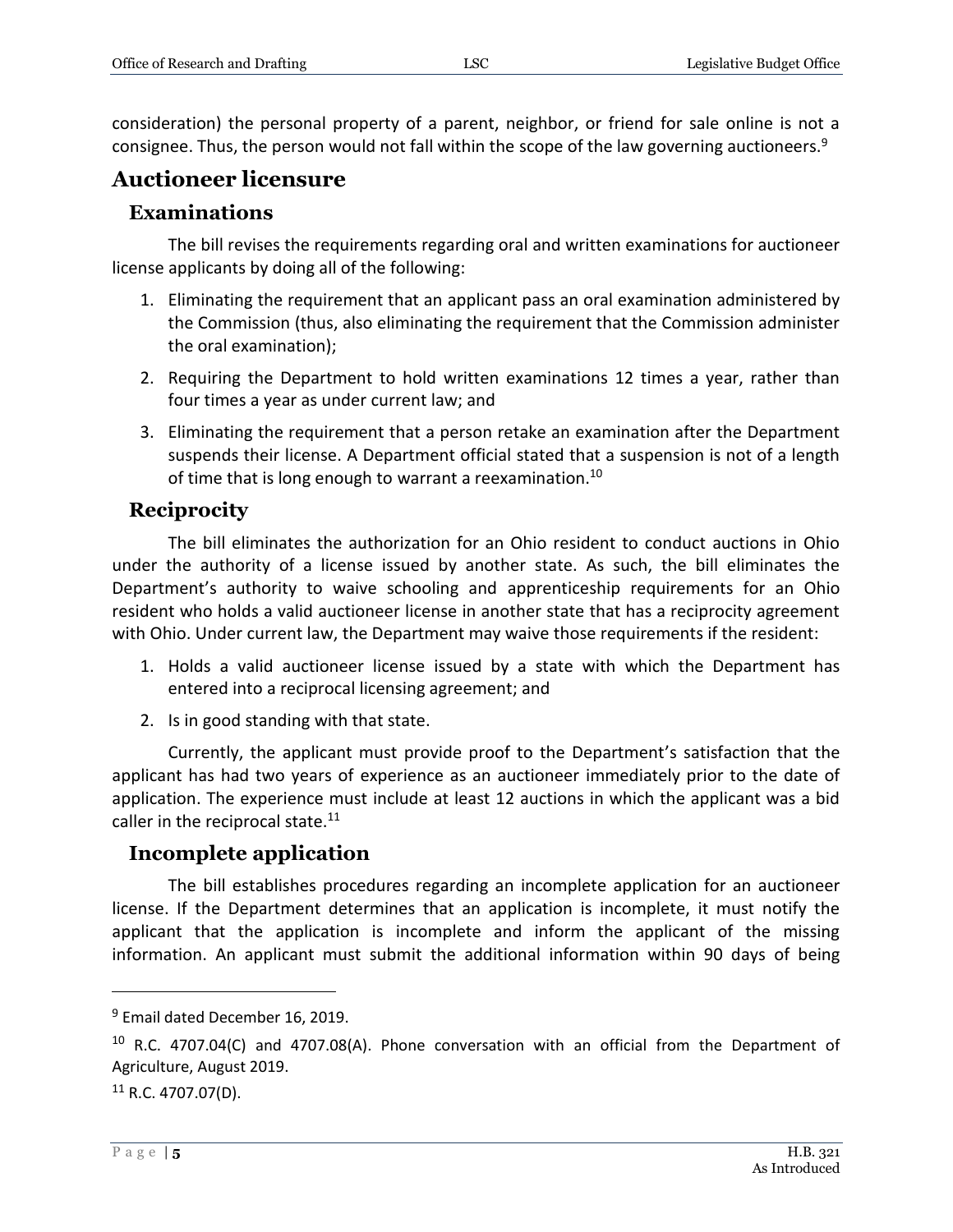consideration) the personal property of a parent, neighbor, or friend for sale online is not a consignee. Thus, the person would not fall within the scope of the law governing auctioneers.[9]

## Auctioneer licensure

### Examinations

The bill revises the requirements regarding oral and written examinations for auctioneer license applicants by doing all of the following:

1. Eliminating the requirement that an applicant pass an oral examination administered by the Commission (thus, also eliminating the requirement that the Commission administer the oral examination);
2. Requiring the Department to hold written examinations 12 times a year, rather than four times a year as under current law; and
3. Eliminating the requirement that a person retake an examination after the Department suspends their license. A Department official stated that a suspension is not of a length of time that is long enough to warrant a reexamination.[10]

### Reciprocity

The bill eliminates the authorization for an Ohio resident to conduct auctions in Ohio under the authority of a license issued by another state. As such, the bill eliminates the Department's authority to waive schooling and apprenticeship requirements for an Ohio resident who holds a valid auctioneer license in another state that has a reciprocity agreement with Ohio. Under current law, the Department may waive those requirements if the resident:

1. Holds a valid auctioneer license issued by a state with which the Department has entered into a reciprocal licensing agreement; and
2. Is in good standing with that state.

Currently, the applicant must provide proof to the Department's satisfaction that the applicant has had two years of experience as an auctioneer immediately prior to the date of application. The experience must include at least 12 auctions in which the applicant was a bid caller in the reciprocal state.[11]

### Incomplete application

The bill establishes procedures regarding an incomplete application for an auctioneer license. If the Department determines that an application is incomplete, it must notify the applicant that the application is incomplete and inform the applicant of the missing information. An applicant must submit the additional information within 90 days of being

---

[9] Email dated December 16, 2019.

[10] R.C. 4707.04(C) and 4707.08(A). Phone conversation with an official from the Department of Agriculture, August 2019.

[11] R.C. 4707.07(D).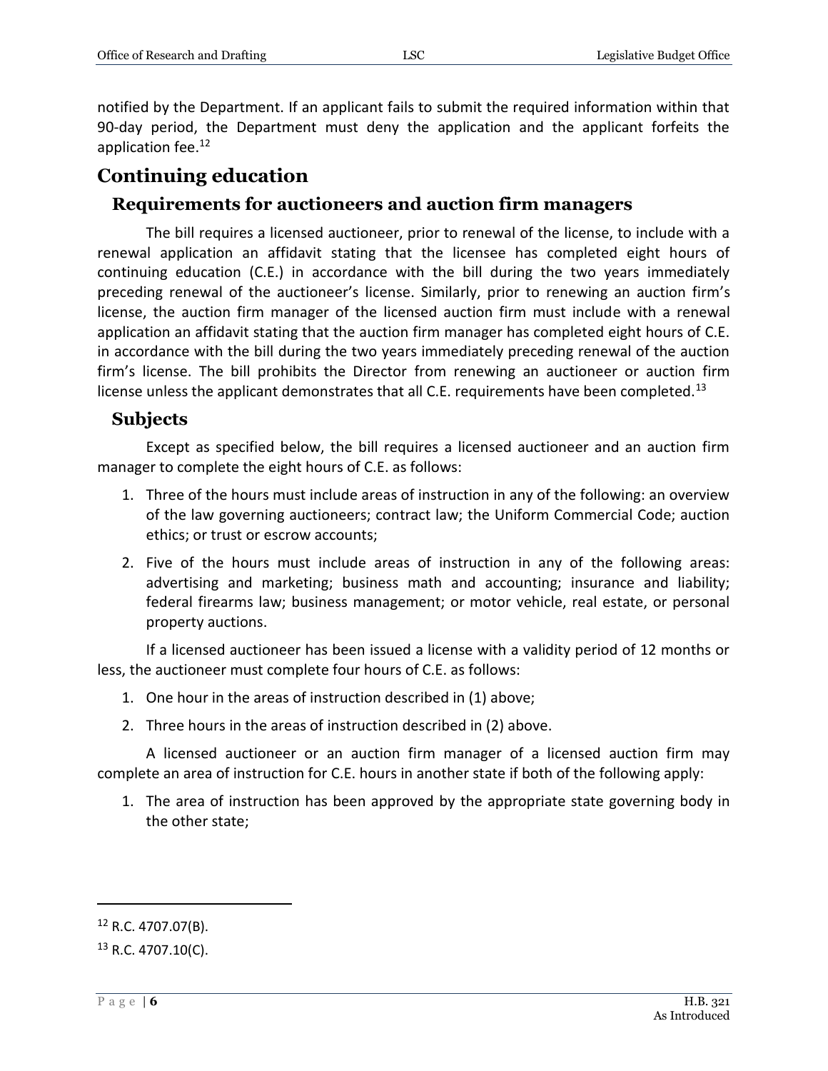notified by the Department. If an applicant fails to submit the required information within that 90-day period, the Department must deny the application and the applicant forfeits the application fee.[12]

## Continuing education

### Requirements for auctioneers and auction firm managers

The bill requires a licensed auctioneer, prior to renewal of the license, to include with a renewal application an affidavit stating that the licensee has completed eight hours of continuing education (C.E.) in accordance with the bill during the two years immediately preceding renewal of the auctioneer's license. Similarly, prior to renewing an auction firm's license, the auction firm manager of the licensed auction firm must include with a renewal application an affidavit stating that the auction firm manager has completed eight hours of C.E. in accordance with the bill during the two years immediately preceding renewal of the auction firm's license. The bill prohibits the Director from renewing an auctioneer or auction firm license unless the applicant demonstrates that all C.E. requirements have been completed.[13]

### Subjects

Except as specified below, the bill requires a licensed auctioneer and an auction firm manager to complete the eight hours of C.E. as follows:

1. Three of the hours must include areas of instruction in any of the following: an overview of the law governing auctioneers; contract law; the Uniform Commercial Code; auction ethics; or trust or escrow accounts;
2. Five of the hours must include areas of instruction in any of the following areas: advertising and marketing; business math and accounting; insurance and liability; federal firearms law; business management; or motor vehicle, real estate, or personal property auctions.

If a licensed auctioneer has been issued a license with a validity period of 12 months or less, the auctioneer must complete four hours of C.E. as follows:

1. One hour in the areas of instruction described in (1) above;
2. Three hours in the areas of instruction described in (2) above.

A licensed auctioneer or an auction firm manager of a licensed auction firm may complete an area of instruction for C.E. hours in another state if both of the following apply:

1. The area of instruction has been approved by the appropriate state governing body in the other state;

---

[12] R.C. 4707.07(B).

[13] R.C. 4707.10(C).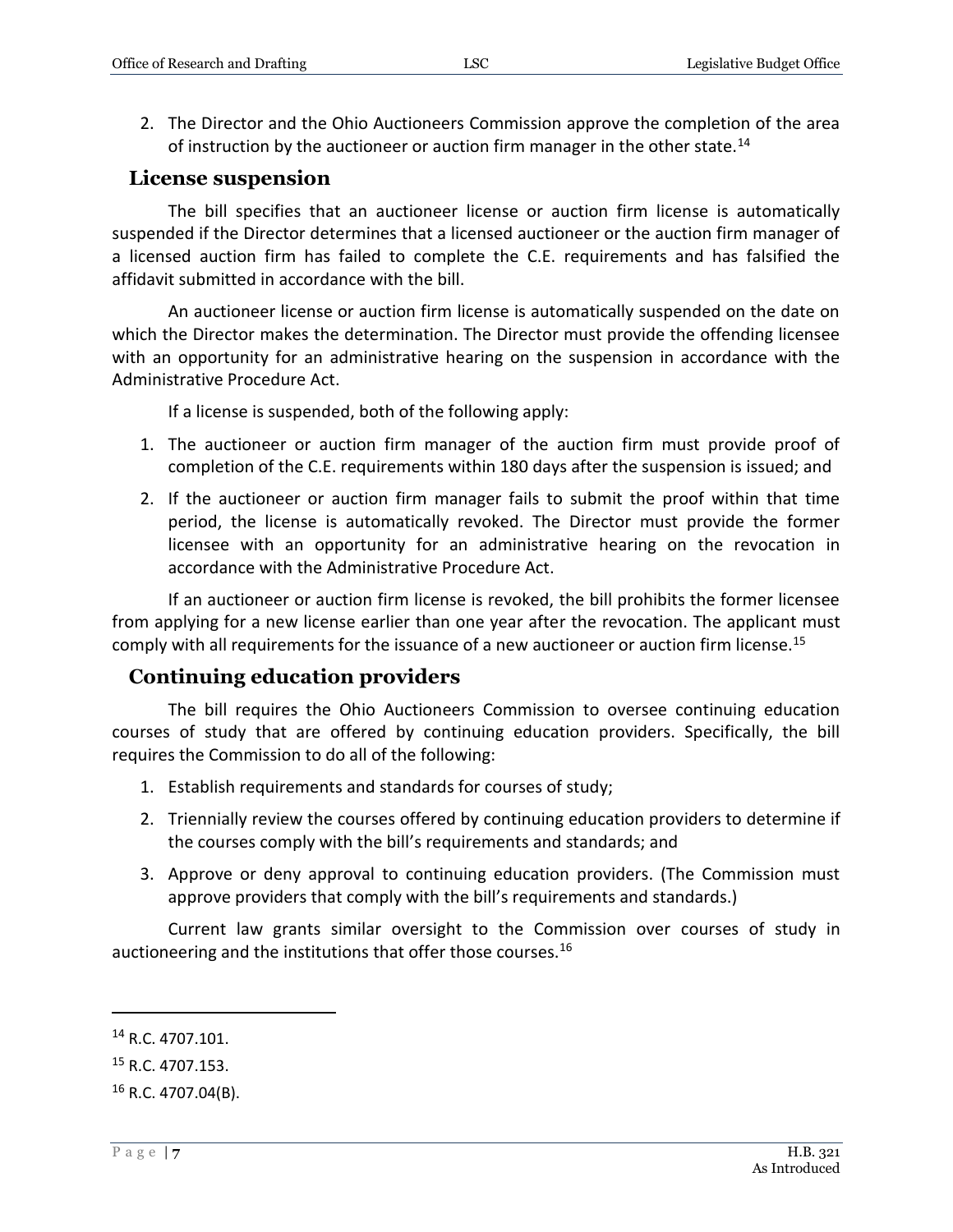2. The Director and the Ohio Auctioneers Commission approve the completion of the area of instruction by the auctioneer or auction firm manager in the other state.[14]

## License suspension

The bill specifies that an auctioneer license or auction firm license is automatically suspended if the Director determines that a licensed auctioneer or the auction firm manager of a licensed auction firm has failed to complete the C.E. requirements and has falsified the affidavit submitted in accordance with the bill.

An auctioneer license or auction firm license is automatically suspended on the date on which the Director makes the determination. The Director must provide the offending licensee with an opportunity for an administrative hearing on the suspension in accordance with the Administrative Procedure Act.

If a license is suspended, both of the following apply:

1. The auctioneer or auction firm manager of the auction firm must provide proof of completion of the C.E. requirements within 180 days after the suspension is issued; and
2. If the auctioneer or auction firm manager fails to submit the proof within that time period, the license is automatically revoked. The Director must provide the former licensee with an opportunity for an administrative hearing on the revocation in accordance with the Administrative Procedure Act.

If an auctioneer or auction firm license is revoked, the bill prohibits the former licensee from applying for a new license earlier than one year after the revocation. The applicant must comply with all requirements for the issuance of a new auctioneer or auction firm license.[15]

## Continuing education providers

The bill requires the Ohio Auctioneers Commission to oversee continuing education courses of study that are offered by continuing education providers. Specifically, the bill requires the Commission to do all of the following:

1. Establish requirements and standards for courses of study;
2. Triennially review the courses offered by continuing education providers to determine if the courses comply with the bill's requirements and standards; and
3. Approve or deny approval to continuing education providers. (The Commission must approve providers that comply with the bill's requirements and standards.)

Current law grants similar oversight to the Commission over courses of study in auctioneering and the institutions that offer those courses.[16]

---

[14] R.C. 4707.101.

[15] R.C. 4707.153.

[16] R.C. 4707.04(B).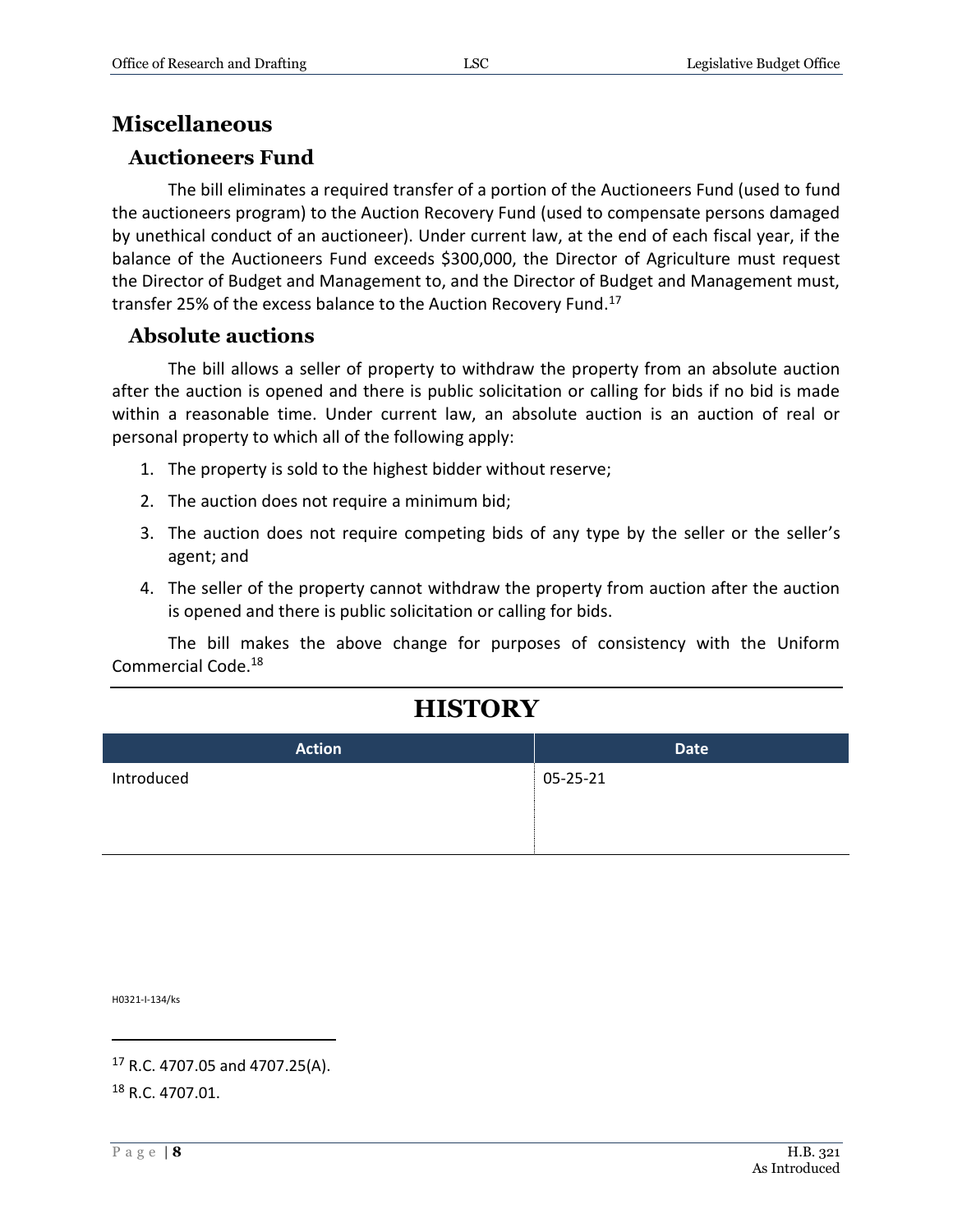## Miscellaneous

### Auctioneers Fund

The bill eliminates a required transfer of a portion of the Auctioneers Fund (used to fund the auctioneers program) to the Auction Recovery Fund (used to compensate persons damaged by unethical conduct of an auctioneer). Under current law, at the end of each fiscal year, if the balance of the Auctioneers Fund exceeds $300,000, the Director of Agriculture must request the Director of Budget and Management to, and the Director of Budget and Management must, transfer 25% of the excess balance to the Auction Recovery Fund.[17]

### Absolute auctions

The bill allows a seller of property to withdraw the property from an absolute auction after the auction is opened and there is public solicitation or calling for bids if no bid is made within a reasonable time. Under current law, an absolute auction is an auction of real or personal property to which all of the following apply:

1. The property is sold to the highest bidder without reserve;
2. The auction does not require a minimum bid;
3. The auction does not require competing bids of any type by the seller or the seller's agent; and
4. The seller of the property cannot withdraw the property from auction after the auction is opened and there is public solicitation or calling for bids.

The bill makes the above change for purposes of consistency with the Uniform Commercial Code.[18]

# HISTORY

| Action | Date |
|---|---|
| Introduced | 05-25-21 |

H0321-I-134/ks

[17] R.C. 4707.05 and 4707.25(A).

[18] R.C. 4707.01.